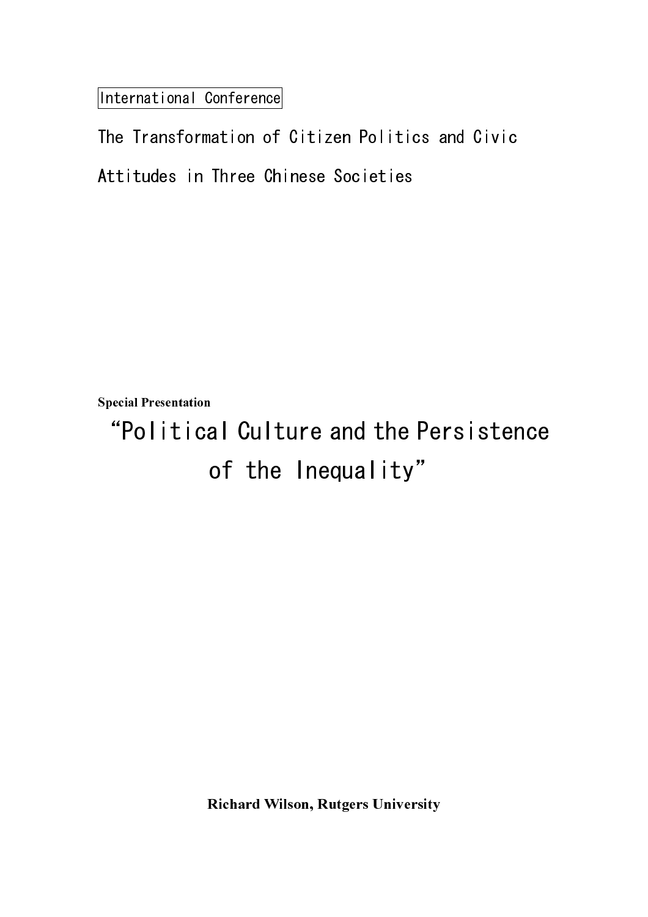International Conference

# The Transformation of Citizen Politics and Civic Attitudes in Three Chinese Societies

**Special Presentation**

## "Political Culture and the Persistence of the Inequality"

**Richard Wilson, Rutgers University**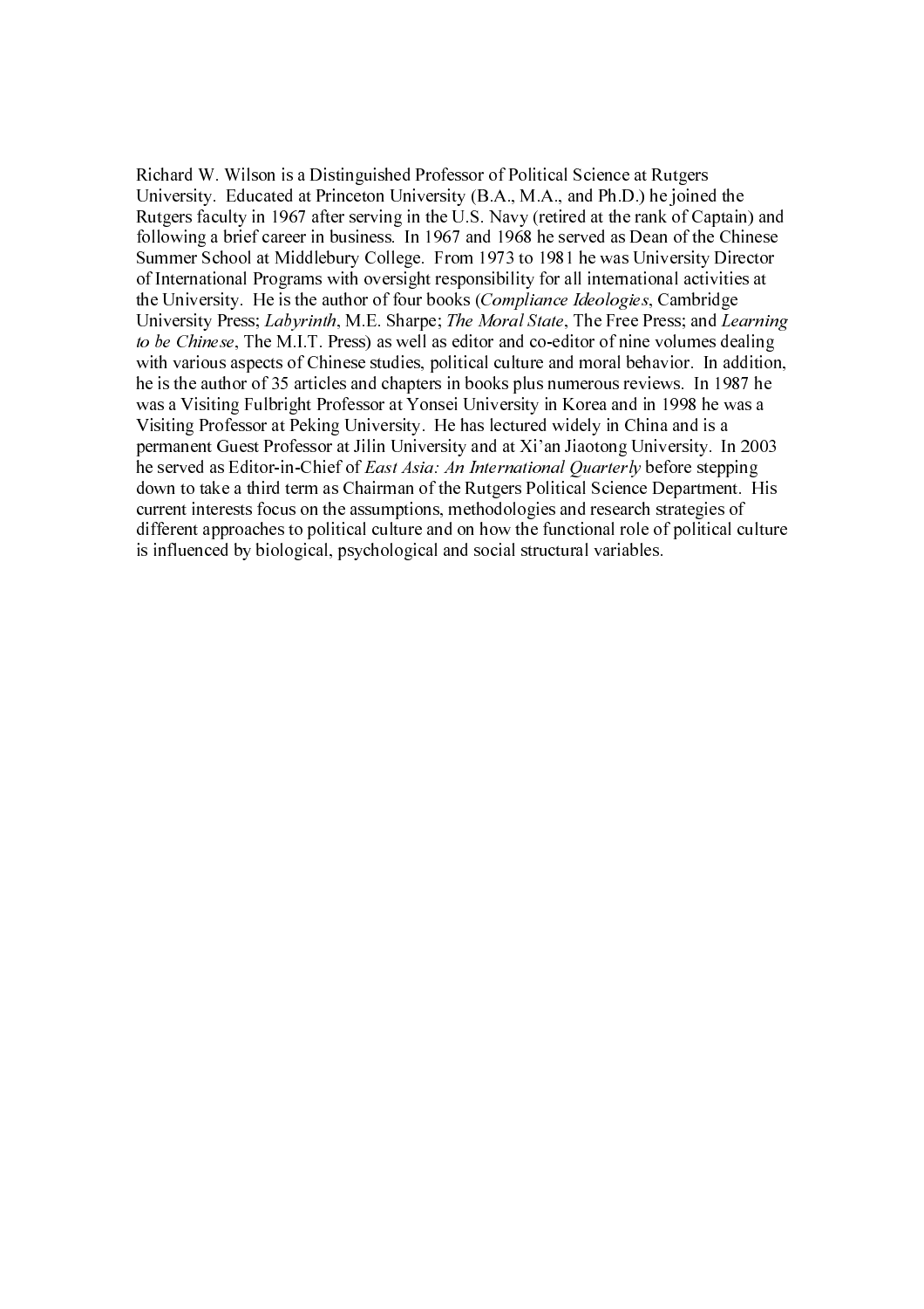Richard W. Wilson is a Distinguished Professor of Political Science at Rutgers University. Educated at Princeton University (B.A., M.A., and Ph.D.) he joined the Rutgers faculty in 1967 after serving in the U.S. Navy (retired at the rank of Captain) and following a brief career in business. In 1967 and 1968 he served as Dean of the Chinese Summer School at Middlebury College. From 1973 to 1981 he was University Director of International Programs with oversight responsibility for all international activities at the University. He is the author of four books (*Compliance Ideologies*, Cambridge University Press; *Labyrinth*, M.E. Sharpe; *The Moral State*, The Free Press; and *Learning to be Chinese*, The M.I.T. Press) as well as editor and co-editor of nine volumes dealing with various aspects of Chinese studies, political culture and moral behavior. In addition, he is the author of 35 articles and chapters in books plus numerous reviews. In 1987 he was a Visiting Fulbright Professor at Yonsei University in Korea and in 1998 he was a Visiting Professor at Peking University. He has lectured widely in China and is a permanent Guest Professor at Jilin University and at Xi'an Jiaotong University. In 2003 he served as Editor-in-Chief of *East Asia: An International Quarterly* before stepping down to take a third term as Chairman of the Rutgers Political Science Department. His current interests focus on the assumptions, methodologies and research strategies of different approaches to political culture and on how the functional role of political culture is influenced by biological, psychological and social structural variables.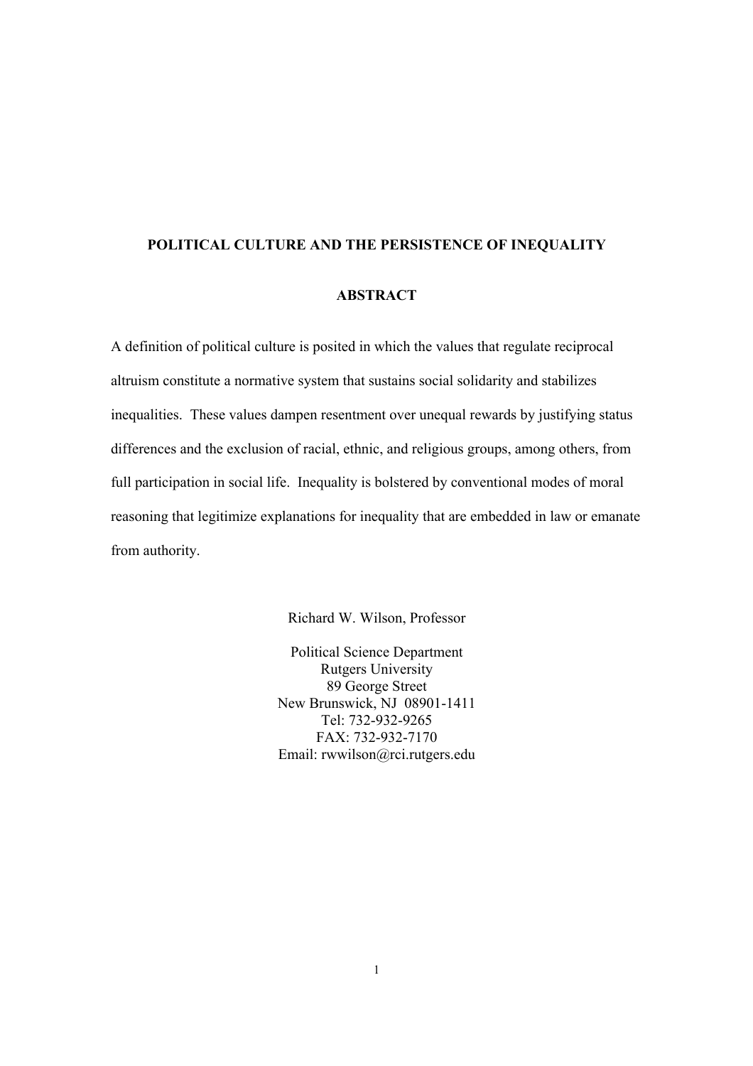# POLITICAL CULTURE AND THE PERSISTENCE OF INEQUALITY

## ABSTRACT

A definition of political culture is posited in which the values that regulate reciprocal altruism constitute a normative system that sustains social solidarity and stabilizes inequalities. These values dampen resentment over unequal rewards by justifying status differences and the exclusion of racial, ethnic, and religious groups, among others, from full participation in social life. Inequality is bolstered by conventional modes of moral reasoning that legitimize explanations for inequality that are embedded in law or emanate from authority.

Richard W. Wilson, Professor

Political Science Department
Rutgers University
89 George Street
New Brunswick, NJ 08901-1411
Tel: 732-932-9265
FAX: 732-932-7170
Email: rwwilson@rci.rutgers.edu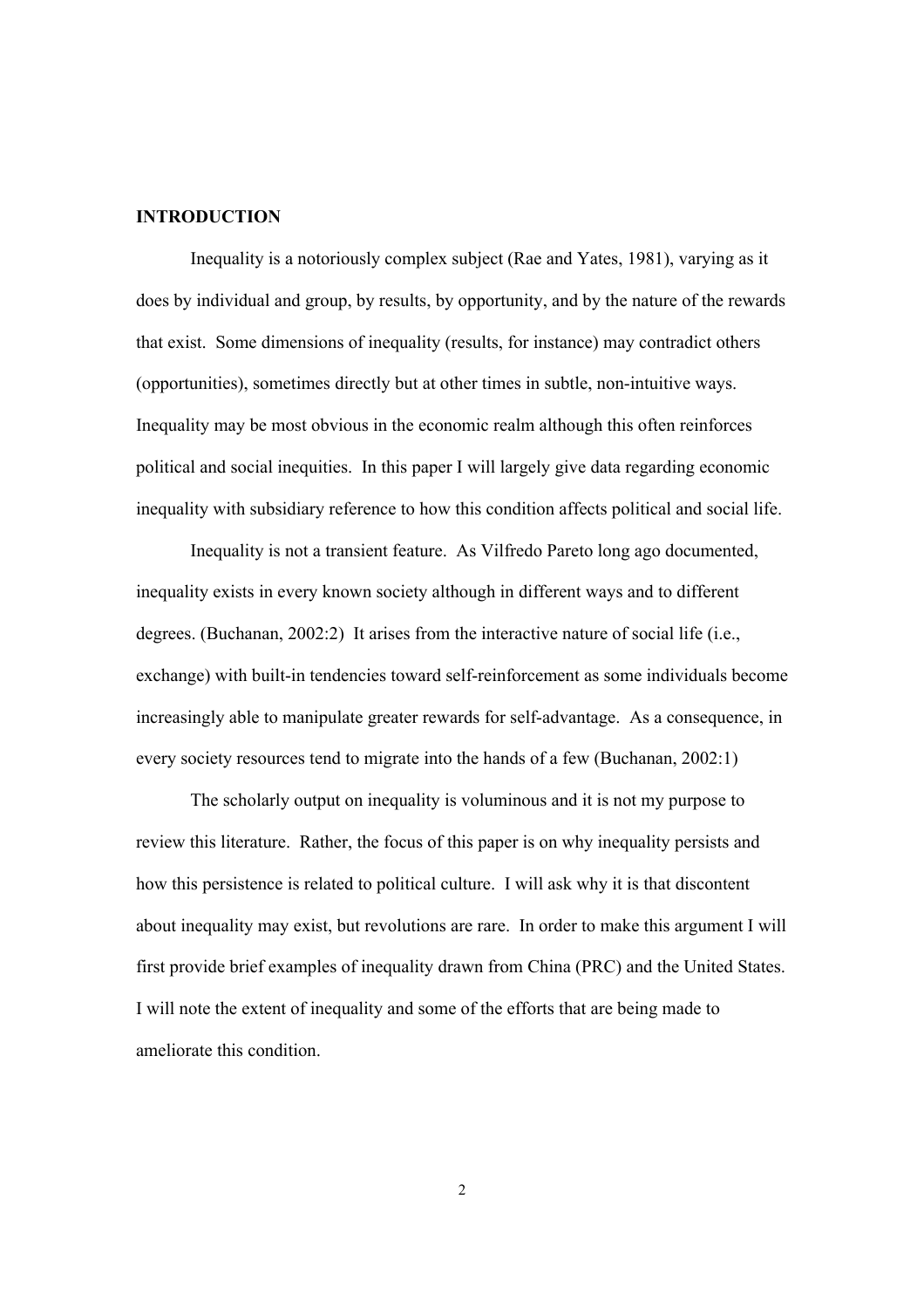## INTRODUCTION

Inequality is a notoriously complex subject (Rae and Yates, 1981), varying as it does by individual and group, by results, by opportunity, and by the nature of the rewards that exist. Some dimensions of inequality (results, for instance) may contradict others (opportunities), sometimes directly but at other times in subtle, non-intuitive ways. Inequality may be most obvious in the economic realm although this often reinforces political and social inequities. In this paper I will largely give data regarding economic inequality with subsidiary reference to how this condition affects political and social life.

Inequality is not a transient feature. As Vilfredo Pareto long ago documented, inequality exists in every known society although in different ways and to different degrees. (Buchanan, 2002:2) It arises from the interactive nature of social life (i.e., exchange) with built-in tendencies toward self-reinforcement as some individuals become increasingly able to manipulate greater rewards for self-advantage. As a consequence, in every society resources tend to migrate into the hands of a few (Buchanan, 2002:1)

The scholarly output on inequality is voluminous and it is not my purpose to review this literature. Rather, the focus of this paper is on why inequality persists and how this persistence is related to political culture. I will ask why it is that discontent about inequality may exist, but revolutions are rare. In order to make this argument I will first provide brief examples of inequality drawn from China (PRC) and the United States. I will note the extent of inequality and some of the efforts that are being made to ameliorate this condition.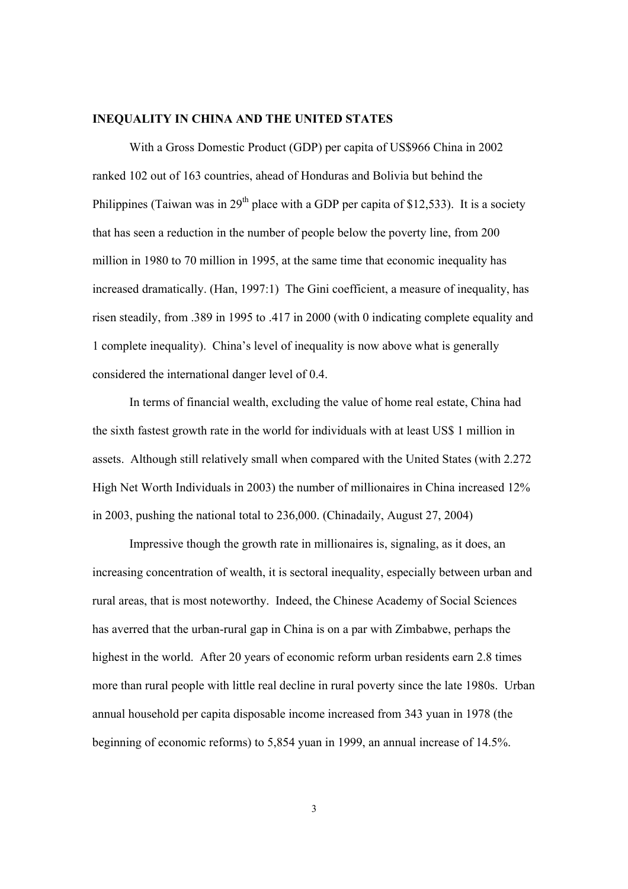**INEQUALITY IN CHINA AND THE UNITED STATES**

With a Gross Domestic Product (GDP) per capita of US$966 China in 2002 ranked 102 out of 163 countries, ahead of Honduras and Bolivia but behind the Philippines (Taiwan was in 29th place with a GDP per capita of $12,533). It is a society that has seen a reduction in the number of people below the poverty line, from 200 million in 1980 to 70 million in 1995, at the same time that economic inequality has increased dramatically. (Han, 1997:1) The Gini coefficient, a measure of inequality, has risen steadily, from .389 in 1995 to .417 in 2000 (with 0 indicating complete equality and 1 complete inequality). China's level of inequality is now above what is generally considered the international danger level of 0.4.

In terms of financial wealth, excluding the value of home real estate, China had the sixth fastest growth rate in the world for individuals with at least US$ 1 million in assets. Although still relatively small when compared with the United States (with 2.272 High Net Worth Individuals in 2003) the number of millionaires in China increased 12% in 2003, pushing the national total to 236,000. (Chinadaily, August 27, 2004)

Impressive though the growth rate in millionaires is, signaling, as it does, an increasing concentration of wealth, it is sectoral inequality, especially between urban and rural areas, that is most noteworthy. Indeed, the Chinese Academy of Social Sciences has averred that the urban-rural gap in China is on a par with Zimbabwe, perhaps the highest in the world. After 20 years of economic reform urban residents earn 2.8 times more than rural people with little real decline in rural poverty since the late 1980s. Urban annual household per capita disposable income increased from 343 yuan in 1978 (the beginning of economic reforms) to 5,854 yuan in 1999, an annual increase of 14.5%.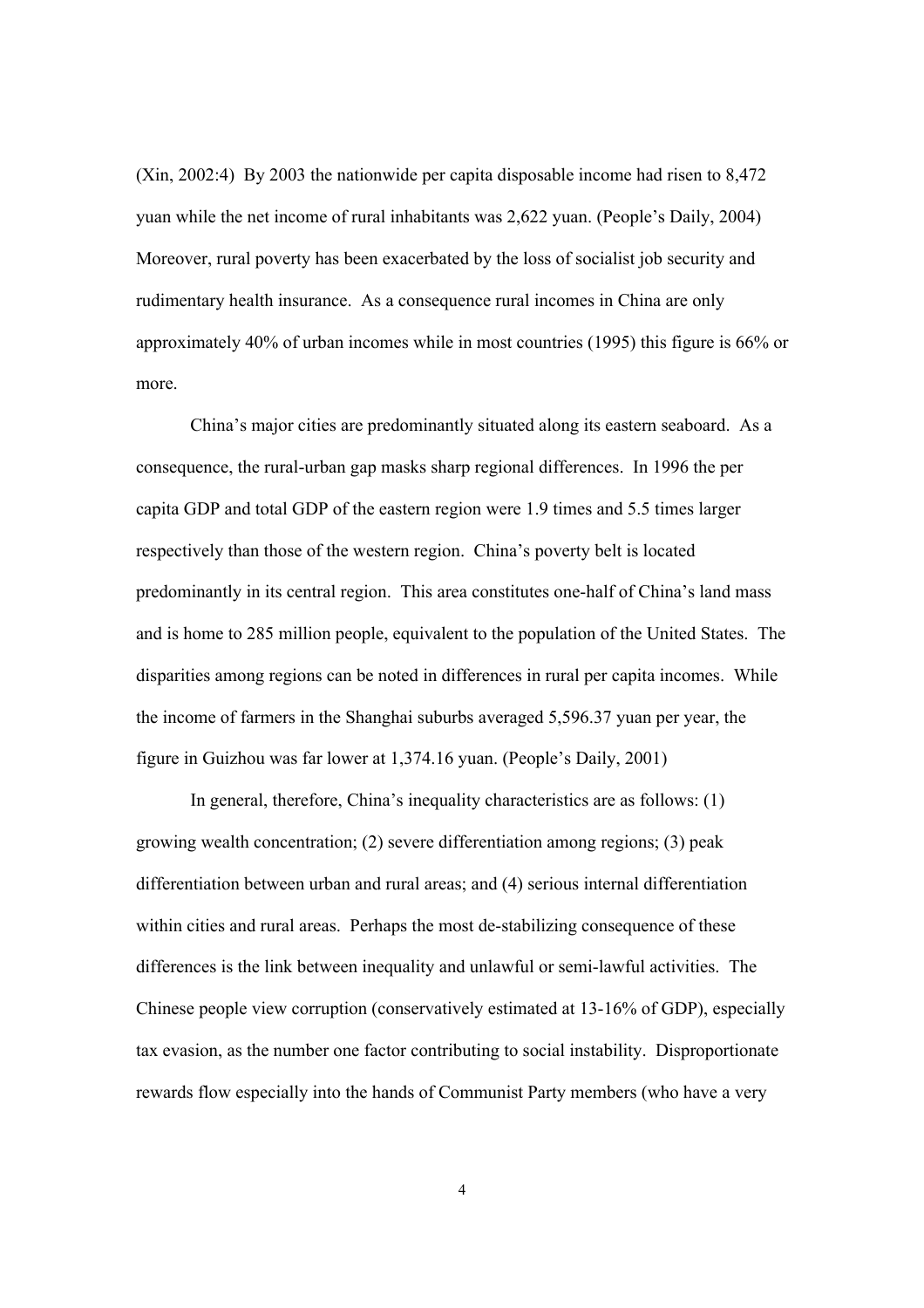(Xin, 2002:4) By 2003 the nationwide per capita disposable income had risen to 8,472 yuan while the net income of rural inhabitants was 2,622 yuan. (People's Daily, 2004) Moreover, rural poverty has been exacerbated by the loss of socialist job security and rudimentary health insurance. As a consequence rural incomes in China are only approximately 40% of urban incomes while in most countries (1995) this figure is 66% or more.

China's major cities are predominantly situated along its eastern seaboard. As a consequence, the rural-urban gap masks sharp regional differences. In 1996 the per capita GDP and total GDP of the eastern region were 1.9 times and 5.5 times larger respectively than those of the western region. China's poverty belt is located predominantly in its central region. This area constitutes one-half of China's land mass and is home to 285 million people, equivalent to the population of the United States. The disparities among regions can be noted in differences in rural per capita incomes. While the income of farmers in the Shanghai suburbs averaged 5,596.37 yuan per year, the figure in Guizhou was far lower at 1,374.16 yuan. (People's Daily, 2001)

In general, therefore, China's inequality characteristics are as follows: (1) growing wealth concentration; (2) severe differentiation among regions; (3) peak differentiation between urban and rural areas; and (4) serious internal differentiation within cities and rural areas. Perhaps the most de-stabilizing consequence of these differences is the link between inequality and unlawful or semi-lawful activities. The Chinese people view corruption (conservatively estimated at 13-16% of GDP), especially tax evasion, as the number one factor contributing to social instability. Disproportionate rewards flow especially into the hands of Communist Party members (who have a very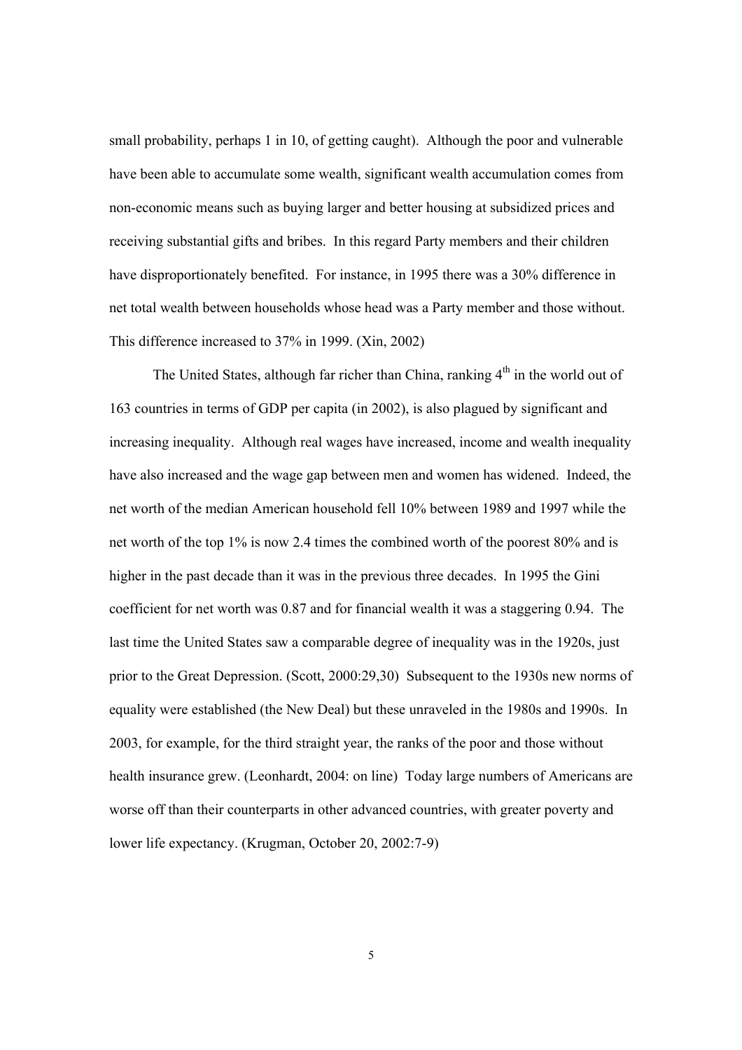small probability, perhaps 1 in 10, of getting caught). Although the poor and vulnerable have been able to accumulate some wealth, significant wealth accumulation comes from non-economic means such as buying larger and better housing at subsidized prices and receiving substantial gifts and bribes. In this regard Party members and their children have disproportionately benefited. For instance, in 1995 there was a 30% difference in net total wealth between households whose head was a Party member and those without. This difference increased to 37% in 1999. (Xin, 2002)

The United States, although far richer than China, ranking 4th in the world out of 163 countries in terms of GDP per capita (in 2002), is also plagued by significant and increasing inequality. Although real wages have increased, income and wealth inequality have also increased and the wage gap between men and women has widened. Indeed, the net worth of the median American household fell 10% between 1989 and 1997 while the net worth of the top 1% is now 2.4 times the combined worth of the poorest 80% and is higher in the past decade than it was in the previous three decades. In 1995 the Gini coefficient for net worth was 0.87 and for financial wealth it was a staggering 0.94. The last time the United States saw a comparable degree of inequality was in the 1920s, just prior to the Great Depression. (Scott, 2000:29,30) Subsequent to the 1930s new norms of equality were established (the New Deal) but these unraveled in the 1980s and 1990s. In 2003, for example, for the third straight year, the ranks of the poor and those without health insurance grew. (Leonhardt, 2004: on line) Today large numbers of Americans are worse off than their counterparts in other advanced countries, with greater poverty and lower life expectancy. (Krugman, October 20, 2002:7-9)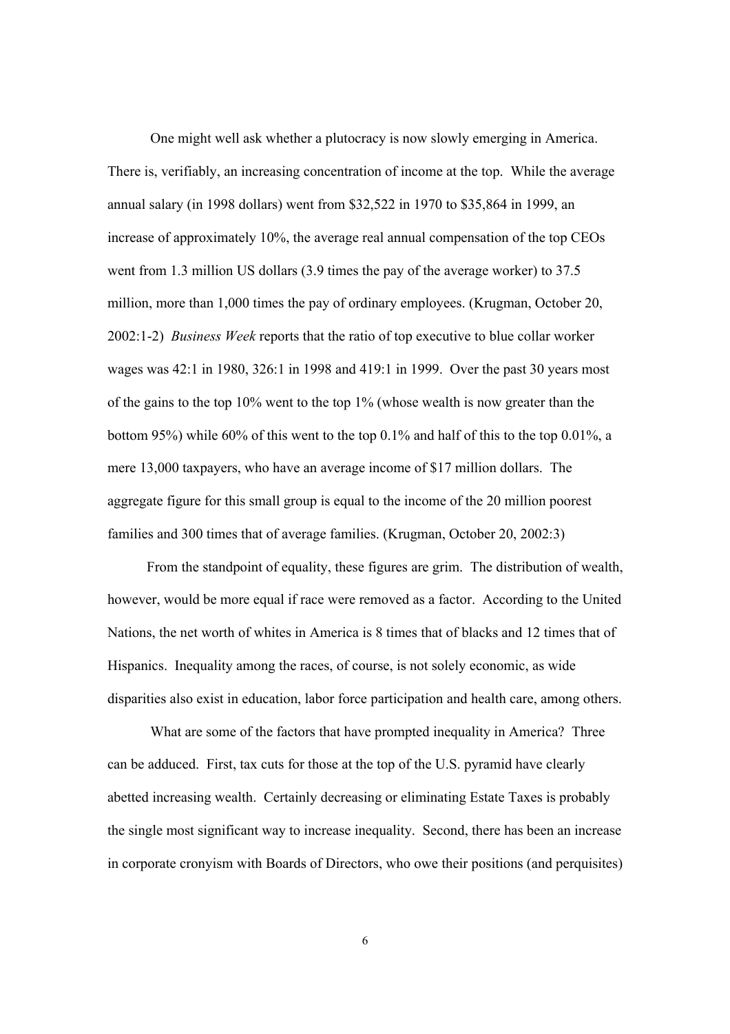One might well ask whether a plutocracy is now slowly emerging in America. There is, verifiably, an increasing concentration of income at the top. While the average annual salary (in 1998 dollars) went from $32,522 in 1970 to $35,864 in 1999, an increase of approximately 10%, the average real annual compensation of the top CEOs went from 1.3 million US dollars (3.9 times the pay of the average worker) to 37.5 million, more than 1,000 times the pay of ordinary employees. (Krugman, October 20, 2002:1-2) *Business Week* reports that the ratio of top executive to blue collar worker wages was 42:1 in 1980, 326:1 in 1998 and 419:1 in 1999. Over the past 30 years most of the gains to the top 10% went to the top 1% (whose wealth is now greater than the bottom 95%) while 60% of this went to the top 0.1% and half of this to the top 0.01%, a mere 13,000 taxpayers, who have an average income of $17 million dollars. The aggregate figure for this small group is equal to the income of the 20 million poorest families and 300 times that of average families. (Krugman, October 20, 2002:3)

From the standpoint of equality, these figures are grim. The distribution of wealth, however, would be more equal if race were removed as a factor. According to the United Nations, the net worth of whites in America is 8 times that of blacks and 12 times that of Hispanics. Inequality among the races, of course, is not solely economic, as wide disparities also exist in education, labor force participation and health care, among others.

What are some of the factors that have prompted inequality in America? Three can be adduced. First, tax cuts for those at the top of the U.S. pyramid have clearly abetted increasing wealth. Certainly decreasing or eliminating Estate Taxes is probably the single most significant way to increase inequality. Second, there has been an increase in corporate cronyism with Boards of Directors, who owe their positions (and perquisites)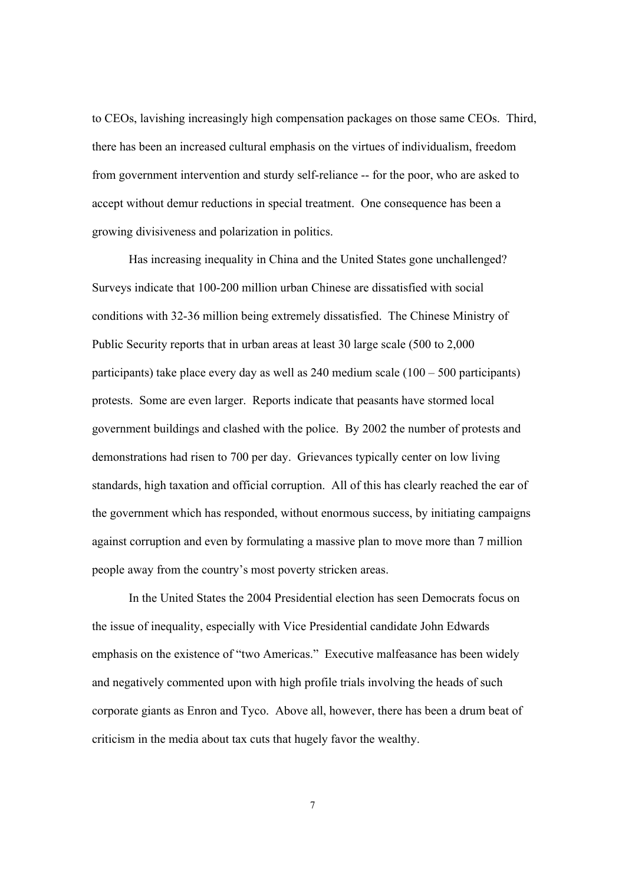to CEOs, lavishing increasingly high compensation packages on those same CEOs. Third, there has been an increased cultural emphasis on the virtues of individualism, freedom from government intervention and sturdy self-reliance -- for the poor, who are asked to accept without demur reductions in special treatment. One consequence has been a growing divisiveness and polarization in politics.

Has increasing inequality in China and the United States gone unchallenged? Surveys indicate that 100-200 million urban Chinese are dissatisfied with social conditions with 32-36 million being extremely dissatisfied. The Chinese Ministry of Public Security reports that in urban areas at least 30 large scale (500 to 2,000 participants) take place every day as well as 240 medium scale (100 – 500 participants) protests. Some are even larger. Reports indicate that peasants have stormed local government buildings and clashed with the police. By 2002 the number of protests and demonstrations had risen to 700 per day. Grievances typically center on low living standards, high taxation and official corruption. All of this has clearly reached the ear of the government which has responded, without enormous success, by initiating campaigns against corruption and even by formulating a massive plan to move more than 7 million people away from the country's most poverty stricken areas.

In the United States the 2004 Presidential election has seen Democrats focus on the issue of inequality, especially with Vice Presidential candidate John Edwards emphasis on the existence of "two Americas." Executive malfeasance has been widely and negatively commented upon with high profile trials involving the heads of such corporate giants as Enron and Tyco. Above all, however, there has been a drum beat of criticism in the media about tax cuts that hugely favor the wealthy.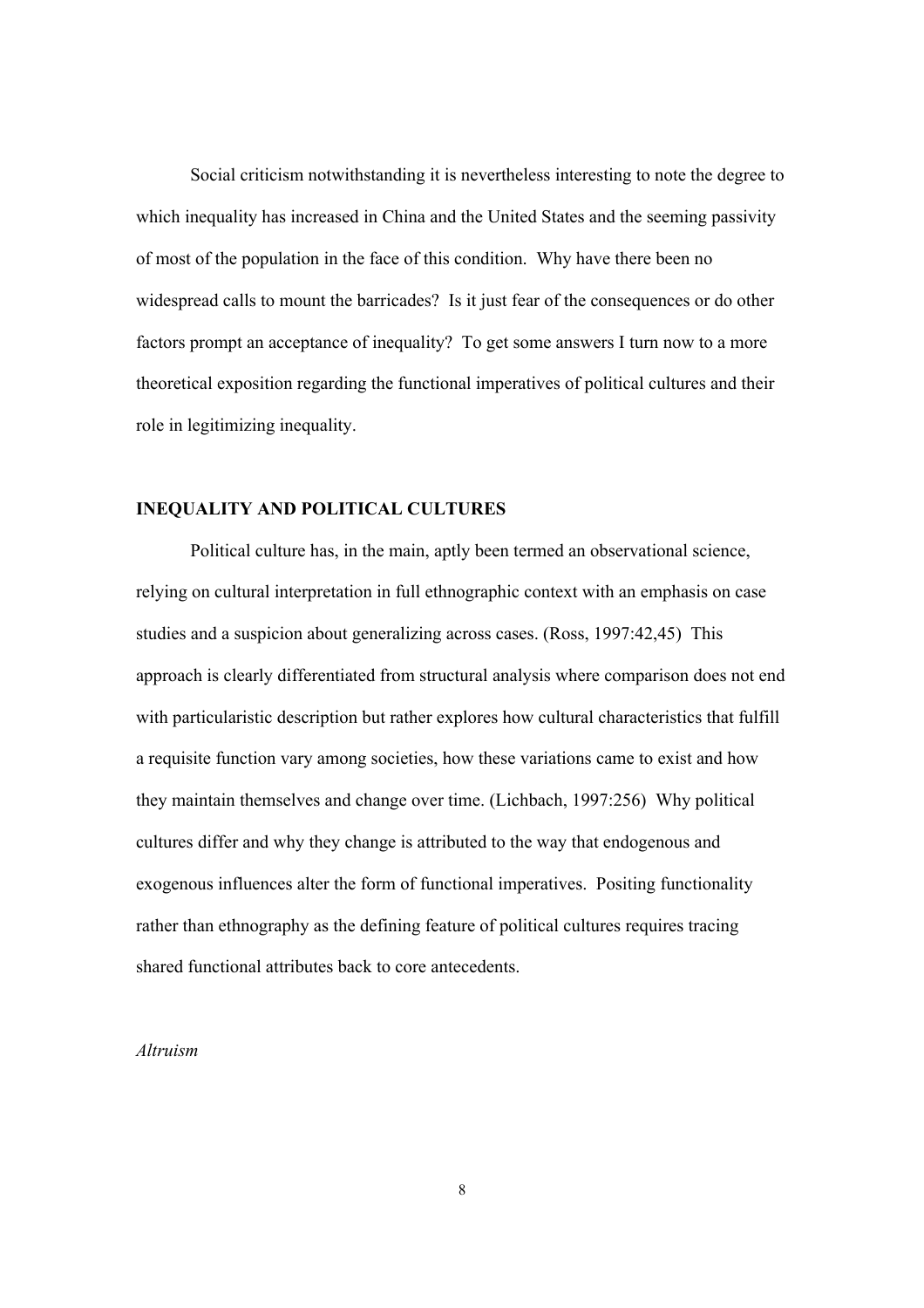Social criticism notwithstanding it is nevertheless interesting to note the degree to which inequality has increased in China and the United States and the seeming passivity of most of the population in the face of this condition. Why have there been no widespread calls to mount the barricades? Is it just fear of the consequences or do other factors prompt an acceptance of inequality? To get some answers I turn now to a more theoretical exposition regarding the functional imperatives of political cultures and their role in legitimizing inequality.

## INEQUALITY AND POLITICAL CULTURES

Political culture has, in the main, aptly been termed an observational science, relying on cultural interpretation in full ethnographic context with an emphasis on case studies and a suspicion about generalizing across cases. (Ross, 1997:42,45) This approach is clearly differentiated from structural analysis where comparison does not end with particularistic description but rather explores how cultural characteristics that fulfill a requisite function vary among societies, how these variations came to exist and how they maintain themselves and change over time. (Lichbach, 1997:256) Why political cultures differ and why they change is attributed to the way that endogenous and exogenous influences alter the form of functional imperatives. Positing functionality rather than ethnography as the defining feature of political cultures requires tracing shared functional attributes back to core antecedents.

### *Altruism*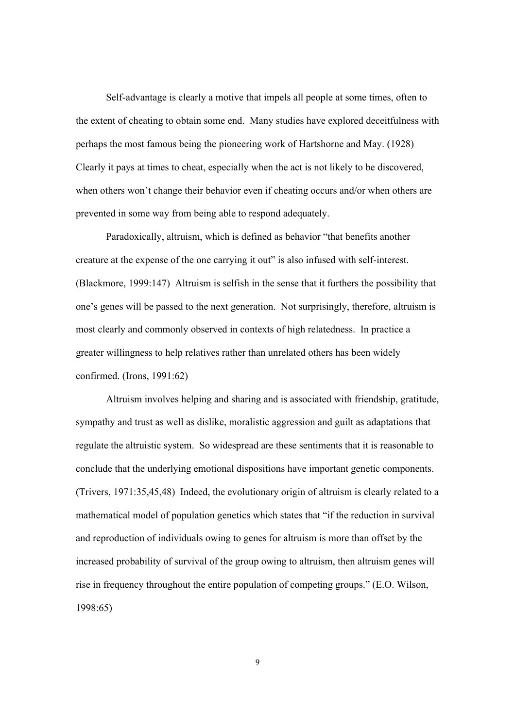Self-advantage is clearly a motive that impels all people at some times, often to the extent of cheating to obtain some end. Many studies have explored deceitfulness with perhaps the most famous being the pioneering work of Hartshorne and May. (1928) Clearly it pays at times to cheat, especially when the act is not likely to be discovered, when others won't change their behavior even if cheating occurs and/or when others are prevented in some way from being able to respond adequately.

Paradoxically, altruism, which is defined as behavior "that benefits another creature at the expense of the one carrying it out" is also infused with self-interest. (Blackmore, 1999:147) Altruism is selfish in the sense that it furthers the possibility that one's genes will be passed to the next generation. Not surprisingly, therefore, altruism is most clearly and commonly observed in contexts of high relatedness. In practice a greater willingness to help relatives rather than unrelated others has been widely confirmed. (Irons, 1991:62)

Altruism involves helping and sharing and is associated with friendship, gratitude, sympathy and trust as well as dislike, moralistic aggression and guilt as adaptations that regulate the altruistic system. So widespread are these sentiments that it is reasonable to conclude that the underlying emotional dispositions have important genetic components. (Trivers, 1971:35,45,48) Indeed, the evolutionary origin of altruism is clearly related to a mathematical model of population genetics which states that "if the reduction in survival and reproduction of individuals owing to genes for altruism is more than offset by the increased probability of survival of the group owing to altruism, then altruism genes will rise in frequency throughout the entire population of competing groups." (E.O. Wilson, 1998:65)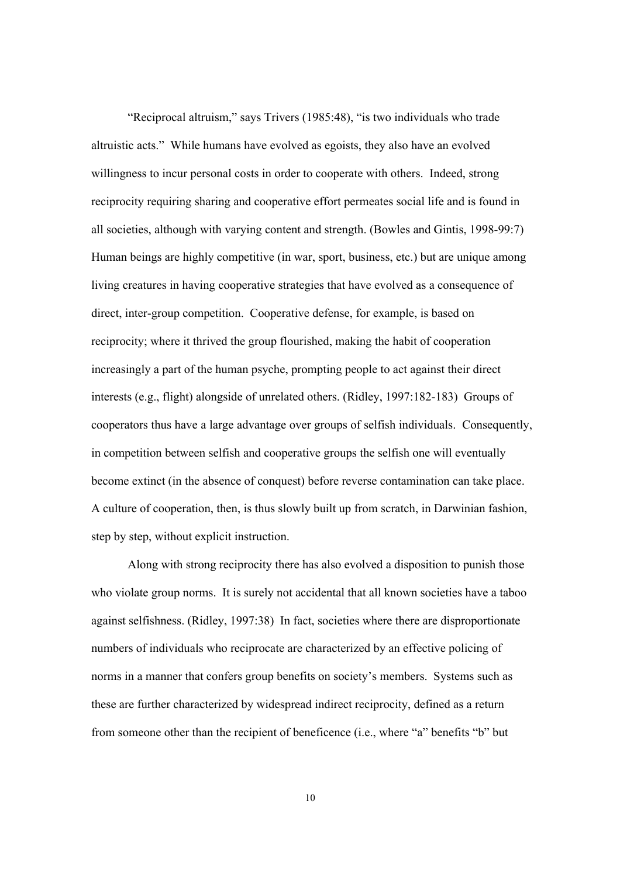"Reciprocal altruism," says Trivers (1985:48), "is two individuals who trade altruistic acts." While humans have evolved as egoists, they also have an evolved willingness to incur personal costs in order to cooperate with others. Indeed, strong reciprocity requiring sharing and cooperative effort permeates social life and is found in all societies, although with varying content and strength. (Bowles and Gintis, 1998-99:7) Human beings are highly competitive (in war, sport, business, etc.) but are unique among living creatures in having cooperative strategies that have evolved as a consequence of direct, inter-group competition. Cooperative defense, for example, is based on reciprocity; where it thrived the group flourished, making the habit of cooperation increasingly a part of the human psyche, prompting people to act against their direct interests (e.g., flight) alongside of unrelated others. (Ridley, 1997:182-183) Groups of cooperators thus have a large advantage over groups of selfish individuals. Consequently, in competition between selfish and cooperative groups the selfish one will eventually become extinct (in the absence of conquest) before reverse contamination can take place. A culture of cooperation, then, is thus slowly built up from scratch, in Darwinian fashion, step by step, without explicit instruction.

Along with strong reciprocity there has also evolved a disposition to punish those who violate group norms. It is surely not accidental that all known societies have a taboo against selfishness. (Ridley, 1997:38) In fact, societies where there are disproportionate numbers of individuals who reciprocate are characterized by an effective policing of norms in a manner that confers group benefits on society's members. Systems such as these are further characterized by widespread indirect reciprocity, defined as a return from someone other than the recipient of beneficence (i.e., where "a" benefits "b" but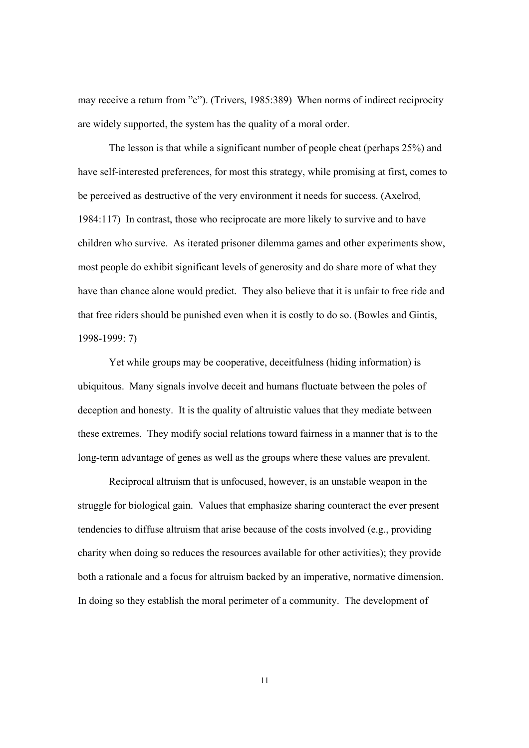may receive a return from "c"). (Trivers, 1985:389) When norms of indirect reciprocity are widely supported, the system has the quality of a moral order.

The lesson is that while a significant number of people cheat (perhaps 25%) and have self-interested preferences, for most this strategy, while promising at first, comes to be perceived as destructive of the very environment it needs for success. (Axelrod, 1984:117) In contrast, those who reciprocate are more likely to survive and to have children who survive. As iterated prisoner dilemma games and other experiments show, most people do exhibit significant levels of generosity and do share more of what they have than chance alone would predict. They also believe that it is unfair to free ride and that free riders should be punished even when it is costly to do so. (Bowles and Gintis, 1998-1999: 7)

Yet while groups may be cooperative, deceitfulness (hiding information) is ubiquitous. Many signals involve deceit and humans fluctuate between the poles of deception and honesty. It is the quality of altruistic values that they mediate between these extremes. They modify social relations toward fairness in a manner that is to the long-term advantage of genes as well as the groups where these values are prevalent.

Reciprocal altruism that is unfocused, however, is an unstable weapon in the struggle for biological gain. Values that emphasize sharing counteract the ever present tendencies to diffuse altruism that arise because of the costs involved (e.g., providing charity when doing so reduces the resources available for other activities); they provide both a rationale and a focus for altruism backed by an imperative, normative dimension. In doing so they establish the moral perimeter of a community. The development of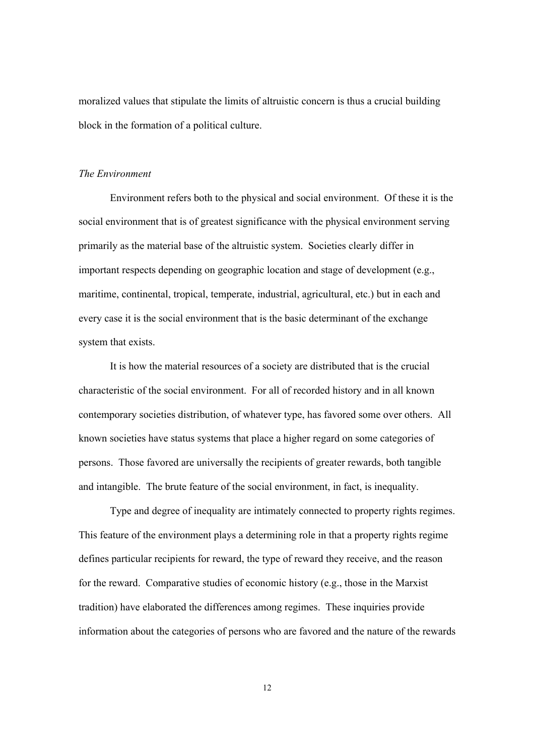moralized values that stipulate the limits of altruistic concern is thus a crucial building block in the formation of a political culture.

*The Environment*

Environment refers both to the physical and social environment. Of these it is the social environment that is of greatest significance with the physical environment serving primarily as the material base of the altruistic system. Societies clearly differ in important respects depending on geographic location and stage of development (e.g., maritime, continental, tropical, temperate, industrial, agricultural, etc.) but in each and every case it is the social environment that is the basic determinant of the exchange system that exists.

It is how the material resources of a society are distributed that is the crucial characteristic of the social environment. For all of recorded history and in all known contemporary societies distribution, of whatever type, has favored some over others. All known societies have status systems that place a higher regard on some categories of persons. Those favored are universally the recipients of greater rewards, both tangible and intangible. The brute feature of the social environment, in fact, is inequality.

Type and degree of inequality are intimately connected to property rights regimes. This feature of the environment plays a determining role in that a property rights regime defines particular recipients for reward, the type of reward they receive, and the reason for the reward. Comparative studies of economic history (e.g., those in the Marxist tradition) have elaborated the differences among regimes. These inquiries provide information about the categories of persons who are favored and the nature of the rewards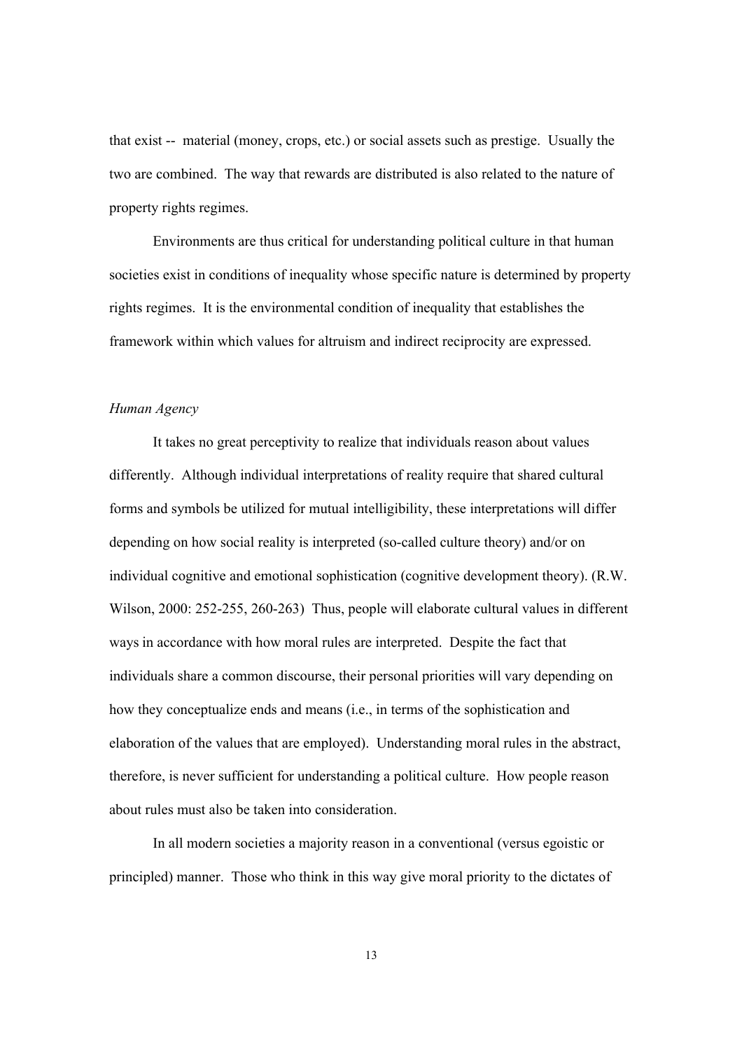that exist -- material (money, crops, etc.) or social assets such as prestige. Usually the two are combined. The way that rewards are distributed is also related to the nature of property rights regimes.

Environments are thus critical for understanding political culture in that human societies exist in conditions of inequality whose specific nature is determined by property rights regimes. It is the environmental condition of inequality that establishes the framework within which values for altruism and indirect reciprocity are expressed.

*Human Agency*

It takes no great perceptivity to realize that individuals reason about values differently. Although individual interpretations of reality require that shared cultural forms and symbols be utilized for mutual intelligibility, these interpretations will differ depending on how social reality is interpreted (so-called culture theory) and/or on individual cognitive and emotional sophistication (cognitive development theory). (R.W. Wilson, 2000: 252-255, 260-263) Thus, people will elaborate cultural values in different ways in accordance with how moral rules are interpreted. Despite the fact that individuals share a common discourse, their personal priorities will vary depending on how they conceptualize ends and means (i.e., in terms of the sophistication and elaboration of the values that are employed). Understanding moral rules in the abstract, therefore, is never sufficient for understanding a political culture. How people reason about rules must also be taken into consideration.

In all modern societies a majority reason in a conventional (versus egoistic or principled) manner. Those who think in this way give moral priority to the dictates of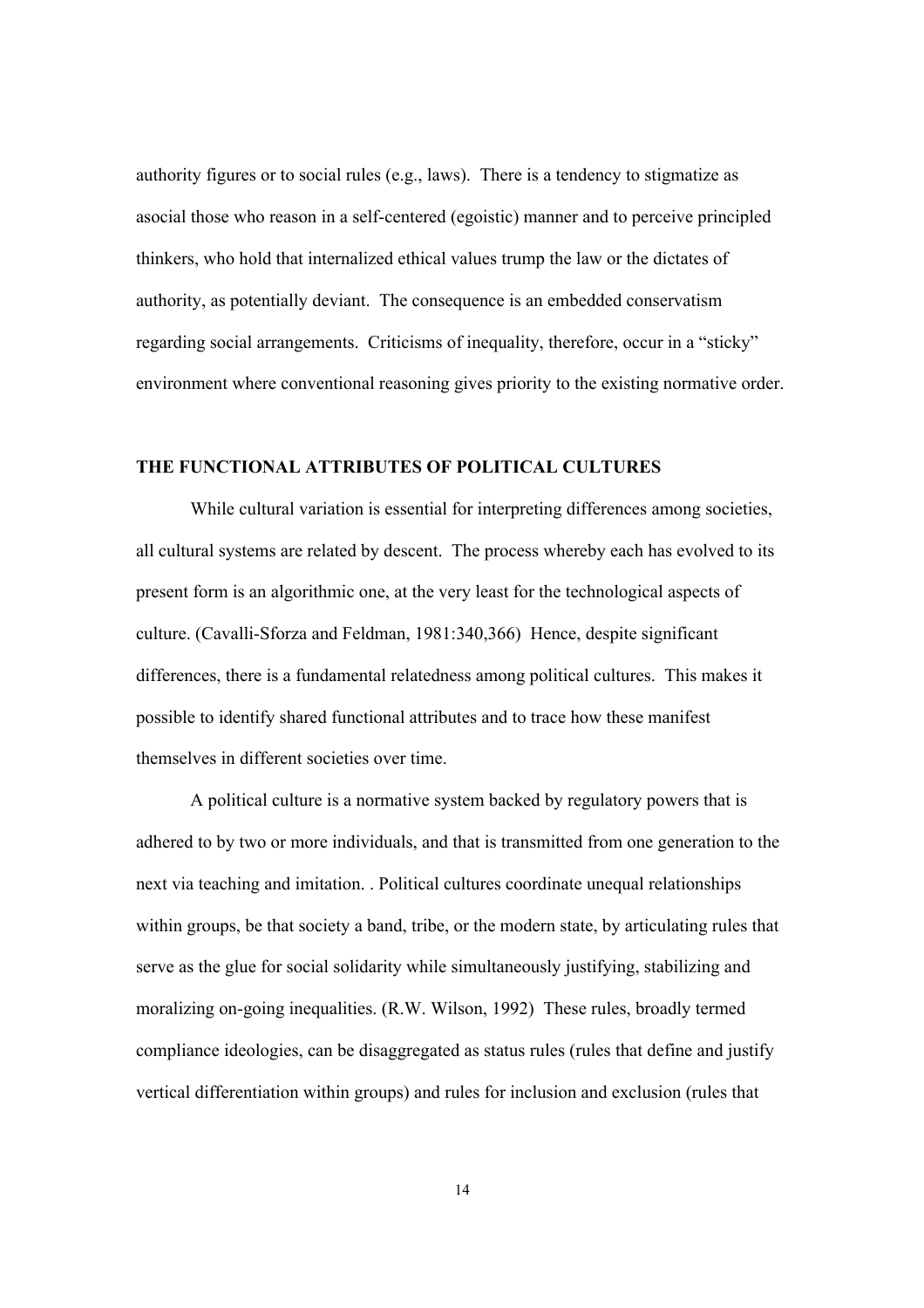authority figures or to social rules (e.g., laws). There is a tendency to stigmatize as asocial those who reason in a self-centered (egoistic) manner and to perceive principled thinkers, who hold that internalized ethical values trump the law or the dictates of authority, as potentially deviant. The consequence is an embedded conservatism regarding social arrangements. Criticisms of inequality, therefore, occur in a "sticky" environment where conventional reasoning gives priority to the existing normative order.

## THE FUNCTIONAL ATTRIBUTES OF POLITICAL CULTURES

While cultural variation is essential for interpreting differences among societies, all cultural systems are related by descent. The process whereby each has evolved to its present form is an algorithmic one, at the very least for the technological aspects of culture. (Cavalli-Sforza and Feldman, 1981:340,366) Hence, despite significant differences, there is a fundamental relatedness among political cultures. This makes it possible to identify shared functional attributes and to trace how these manifest themselves in different societies over time.

A political culture is a normative system backed by regulatory powers that is adhered to by two or more individuals, and that is transmitted from one generation to the next via teaching and imitation. . Political cultures coordinate unequal relationships within groups, be that society a band, tribe, or the modern state, by articulating rules that serve as the glue for social solidarity while simultaneously justifying, stabilizing and moralizing on-going inequalities. (R.W. Wilson, 1992) These rules, broadly termed compliance ideologies, can be disaggregated as status rules (rules that define and justify vertical differentiation within groups) and rules for inclusion and exclusion (rules that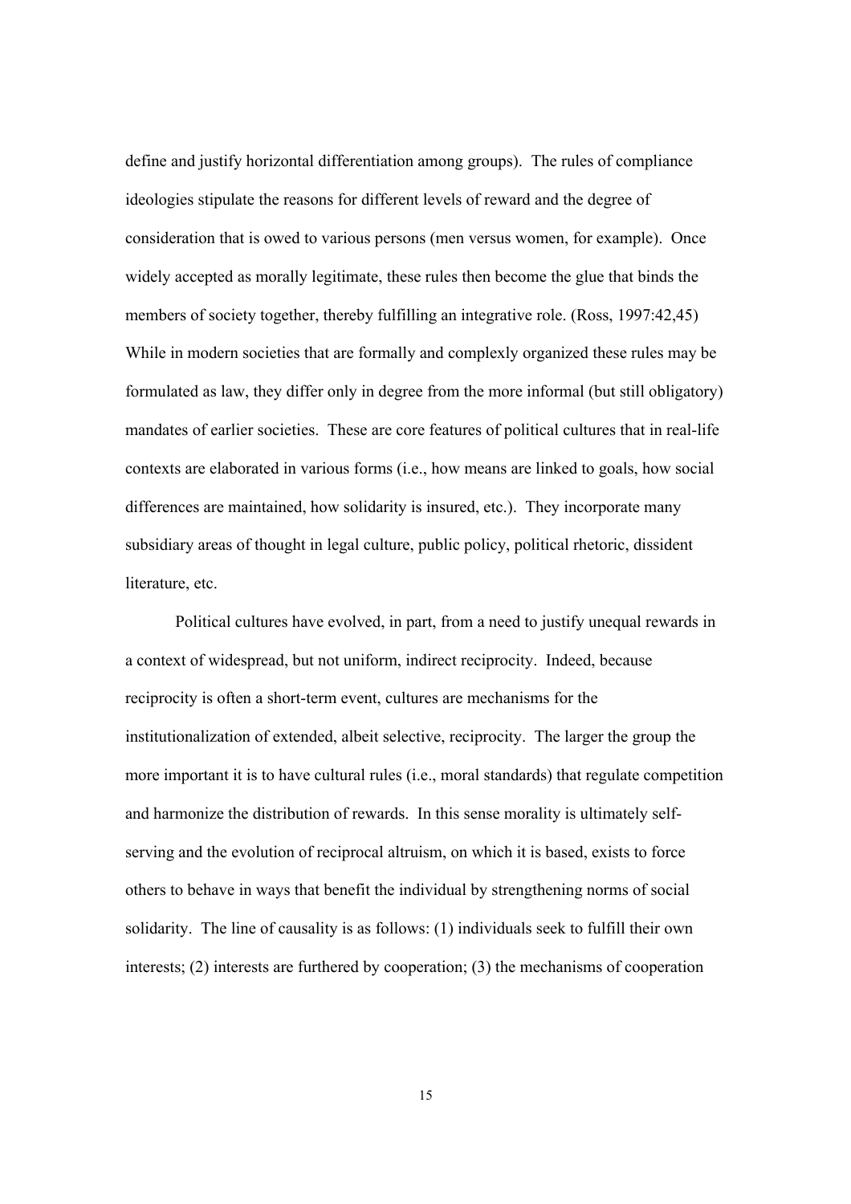define and justify horizontal differentiation among groups). The rules of compliance ideologies stipulate the reasons for different levels of reward and the degree of consideration that is owed to various persons (men versus women, for example). Once widely accepted as morally legitimate, these rules then become the glue that binds the members of society together, thereby fulfilling an integrative role. (Ross, 1997:42,45) While in modern societies that are formally and complexly organized these rules may be formulated as law, they differ only in degree from the more informal (but still obligatory) mandates of earlier societies. These are core features of political cultures that in real-life contexts are elaborated in various forms (i.e., how means are linked to goals, how social differences are maintained, how solidarity is insured, etc.). They incorporate many subsidiary areas of thought in legal culture, public policy, political rhetoric, dissident literature, etc.

Political cultures have evolved, in part, from a need to justify unequal rewards in a context of widespread, but not uniform, indirect reciprocity. Indeed, because reciprocity is often a short-term event, cultures are mechanisms for the institutionalization of extended, albeit selective, reciprocity. The larger the group the more important it is to have cultural rules (i.e., moral standards) that regulate competition and harmonize the distribution of rewards. In this sense morality is ultimately self-serving and the evolution of reciprocal altruism, on which it is based, exists to force others to behave in ways that benefit the individual by strengthening norms of social solidarity. The line of causality is as follows: (1) individuals seek to fulfill their own interests; (2) interests are furthered by cooperation; (3) the mechanisms of cooperation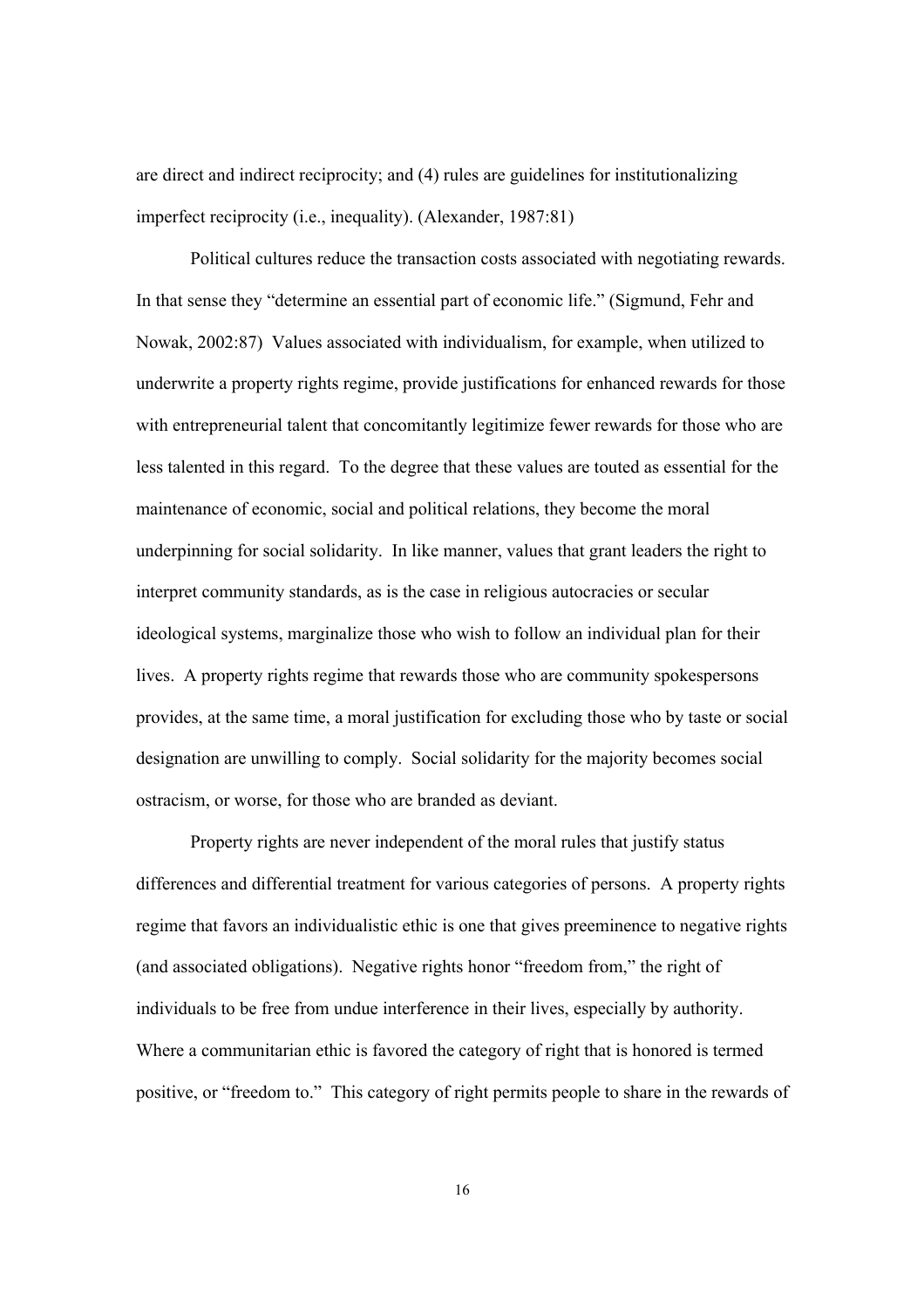are direct and indirect reciprocity; and (4) rules are guidelines for institutionalizing imperfect reciprocity (i.e., inequality). (Alexander, 1987:81)

Political cultures reduce the transaction costs associated with negotiating rewards. In that sense they "determine an essential part of economic life." (Sigmund, Fehr and Nowak, 2002:87) Values associated with individualism, for example, when utilized to underwrite a property rights regime, provide justifications for enhanced rewards for those with entrepreneurial talent that concomitantly legitimize fewer rewards for those who are less talented in this regard. To the degree that these values are touted as essential for the maintenance of economic, social and political relations, they become the moral underpinning for social solidarity. In like manner, values that grant leaders the right to interpret community standards, as is the case in religious autocracies or secular ideological systems, marginalize those who wish to follow an individual plan for their lives. A property rights regime that rewards those who are community spokespersons provides, at the same time, a moral justification for excluding those who by taste or social designation are unwilling to comply. Social solidarity for the majority becomes social ostracism, or worse, for those who are branded as deviant.

Property rights are never independent of the moral rules that justify status differences and differential treatment for various categories of persons. A property rights regime that favors an individualistic ethic is one that gives preeminence to negative rights (and associated obligations). Negative rights honor "freedom from," the right of individuals to be free from undue interference in their lives, especially by authority. Where a communitarian ethic is favored the category of right that is honored is termed positive, or "freedom to." This category of right permits people to share in the rewards of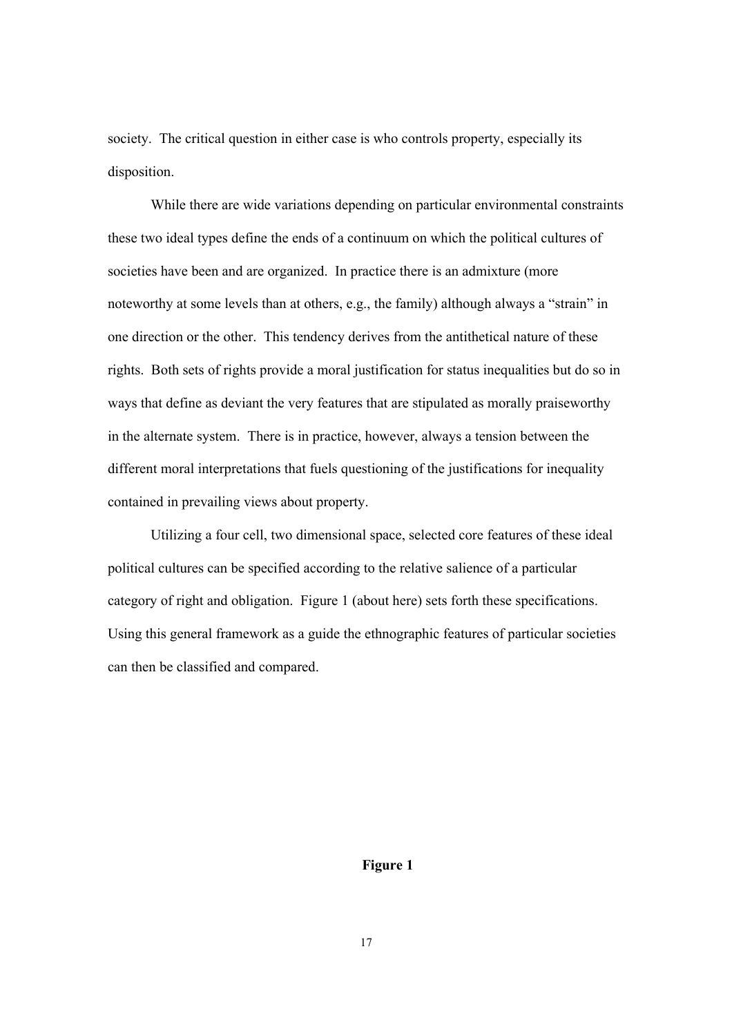society. The critical question in either case is who controls property, especially its disposition.

While there are wide variations depending on particular environmental constraints these two ideal types define the ends of a continuum on which the political cultures of societies have been and are organized. In practice there is an admixture (more noteworthy at some levels than at others, e.g., the family) although always a "strain" in one direction or the other. This tendency derives from the antithetical nature of these rights. Both sets of rights provide a moral justification for status inequalities but do so in ways that define as deviant the very features that are stipulated as morally praiseworthy in the alternate system. There is in practice, however, always a tension between the different moral interpretations that fuels questioning of the justifications for inequality contained in prevailing views about property.

Utilizing a four cell, two dimensional space, selected core features of these ideal political cultures can be specified according to the relative salience of a particular category of right and obligation. Figure 1 (about here) sets forth these specifications. Using this general framework as a guide the ethnographic features of particular societies can then be classified and compared.

**Figure 1**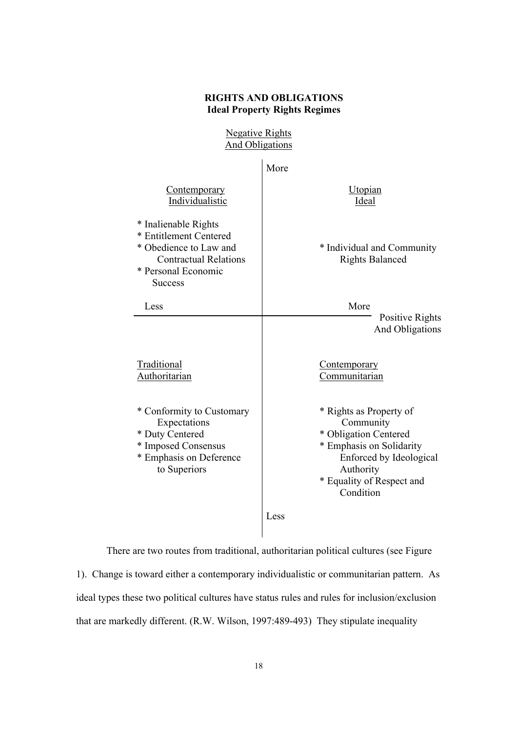**RIGHTS AND OBLIGATIONS**
**Ideal Property Rights Regimes**

Negative Rights And Obligations (vertical axis: More at top, Less at bottom)

Positive Rights And Obligations (horizontal axis: Less at left, More at right)

| Negative Rights And Obligations: More | |
|---|---|
| **Contemporary Individualistic**<br>* Inalienable Rights<br>* Entitlement Centered<br>* Obedience to Law and Contractual Relations<br>* Personal Economic Success | **Utopian Ideal**<br>* Individual and Community Rights Balanced |
| **Traditional Authoritarian**<br>* Conformity to Customary Expectations<br>* Duty Centered<br>* Imposed Consensus<br>* Emphasis on Deference to Superiors | **Contemporary Communitarian**<br>* Rights as Property of Community<br>* Obligation Centered<br>* Emphasis on Solidarity Enforced by Ideological Authority<br>* Equality of Respect and Condition |
| Negative Rights And Obligations: Less | |

There are two routes from traditional, authoritarian political cultures (see Figure 1). Change is toward either a contemporary individualistic or communitarian pattern. As ideal types these two political cultures have status rules and rules for inclusion/exclusion that are markedly different. (R.W. Wilson, 1997:489-493) They stipulate inequality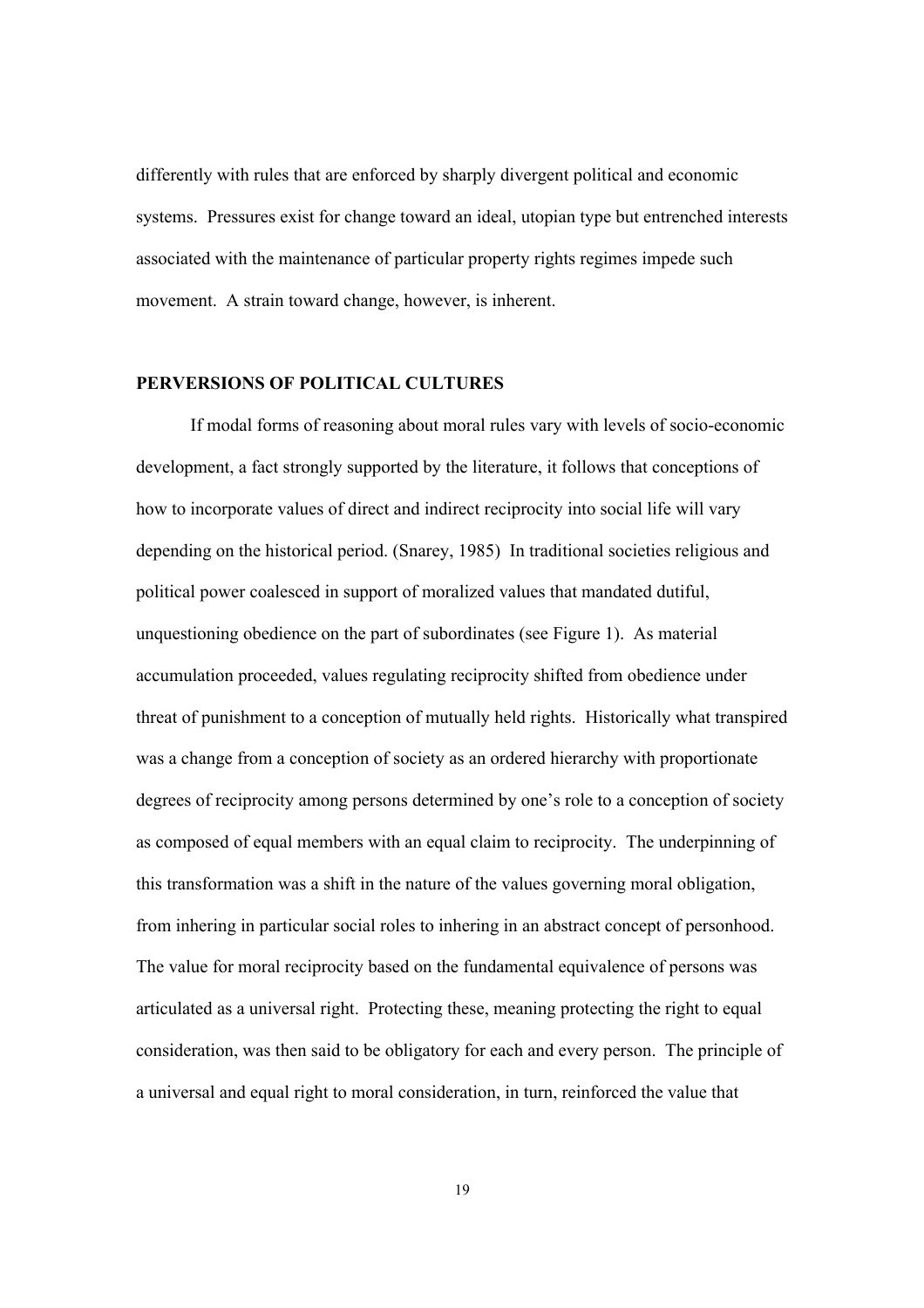differently with rules that are enforced by sharply divergent political and economic systems. Pressures exist for change toward an ideal, utopian type but entrenched interests associated with the maintenance of particular property rights regimes impede such movement. A strain toward change, however, is inherent.

## PERVERSIONS OF POLITICAL CULTURES

If modal forms of reasoning about moral rules vary with levels of socio-economic development, a fact strongly supported by the literature, it follows that conceptions of how to incorporate values of direct and indirect reciprocity into social life will vary depending on the historical period. (Snarey, 1985) In traditional societies religious and political power coalesced in support of moralized values that mandated dutiful, unquestioning obedience on the part of subordinates (see Figure 1). As material accumulation proceeded, values regulating reciprocity shifted from obedience under threat of punishment to a conception of mutually held rights. Historically what transpired was a change from a conception of society as an ordered hierarchy with proportionate degrees of reciprocity among persons determined by one's role to a conception of society as composed of equal members with an equal claim to reciprocity. The underpinning of this transformation was a shift in the nature of the values governing moral obligation, from inhering in particular social roles to inhering in an abstract concept of personhood. The value for moral reciprocity based on the fundamental equivalence of persons was articulated as a universal right. Protecting these, meaning protecting the right to equal consideration, was then said to be obligatory for each and every person. The principle of a universal and equal right to moral consideration, in turn, reinforced the value that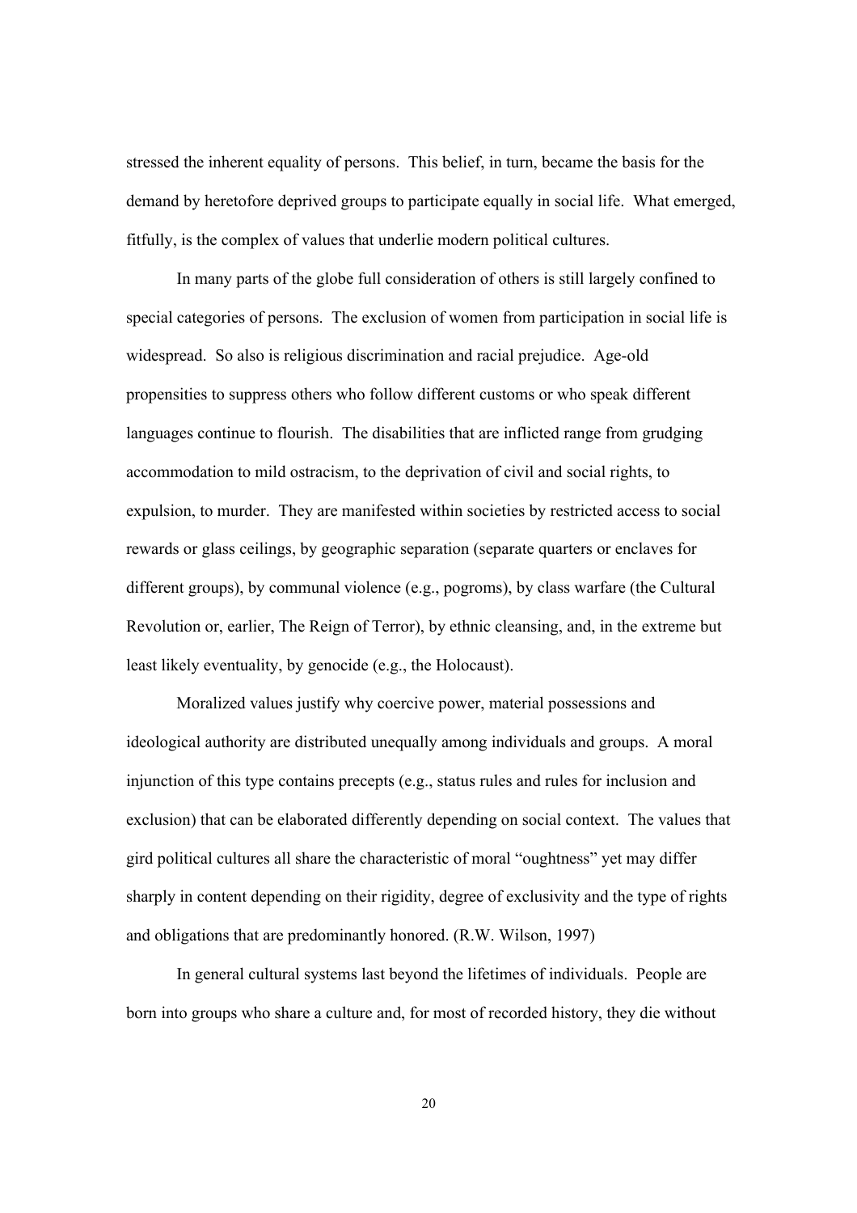stressed the inherent equality of persons. This belief, in turn, became the basis for the demand by heretofore deprived groups to participate equally in social life. What emerged, fitfully, is the complex of values that underlie modern political cultures.

In many parts of the globe full consideration of others is still largely confined to special categories of persons. The exclusion of women from participation in social life is widespread. So also is religious discrimination and racial prejudice. Age-old propensities to suppress others who follow different customs or who speak different languages continue to flourish. The disabilities that are inflicted range from grudging accommodation to mild ostracism, to the deprivation of civil and social rights, to expulsion, to murder. They are manifested within societies by restricted access to social rewards or glass ceilings, by geographic separation (separate quarters or enclaves for different groups), by communal violence (e.g., pogroms), by class warfare (the Cultural Revolution or, earlier, The Reign of Terror), by ethnic cleansing, and, in the extreme but least likely eventuality, by genocide (e.g., the Holocaust).

Moralized values justify why coercive power, material possessions and ideological authority are distributed unequally among individuals and groups. A moral injunction of this type contains precepts (e.g., status rules and rules for inclusion and exclusion) that can be elaborated differently depending on social context. The values that gird political cultures all share the characteristic of moral "oughtness" yet may differ sharply in content depending on their rigidity, degree of exclusivity and the type of rights and obligations that are predominantly honored. (R.W. Wilson, 1997)

In general cultural systems last beyond the lifetimes of individuals. People are born into groups who share a culture and, for most of recorded history, they die without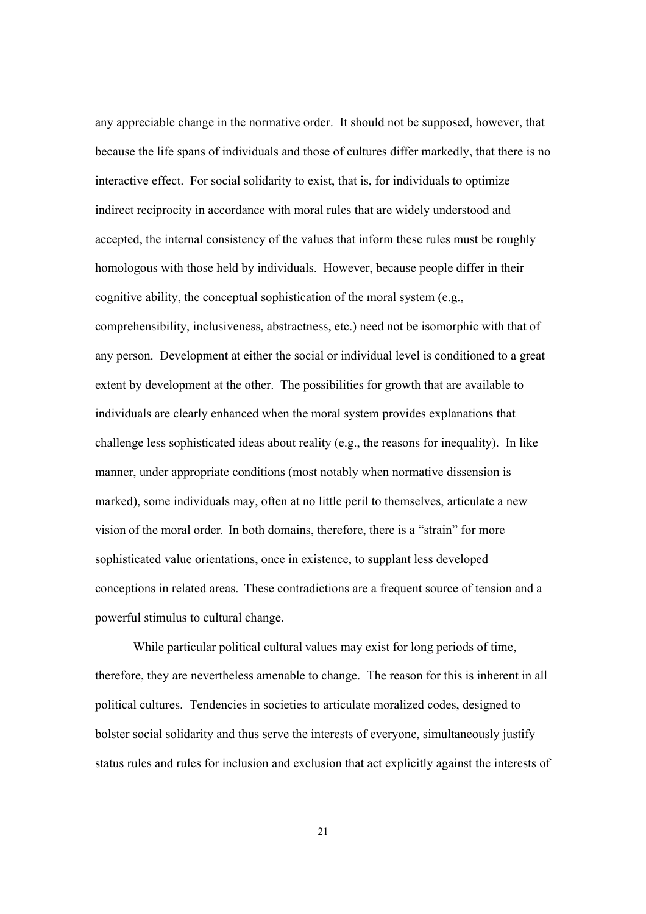any appreciable change in the normative order. It should not be supposed, however, that because the life spans of individuals and those of cultures differ markedly, that there is no interactive effect. For social solidarity to exist, that is, for individuals to optimize indirect reciprocity in accordance with moral rules that are widely understood and accepted, the internal consistency of the values that inform these rules must be roughly homologous with those held by individuals. However, because people differ in their cognitive ability, the conceptual sophistication of the moral system (e.g., comprehensibility, inclusiveness, abstractness, etc.) need not be isomorphic with that of any person. Development at either the social or individual level is conditioned to a great extent by development at the other. The possibilities for growth that are available to individuals are clearly enhanced when the moral system provides explanations that challenge less sophisticated ideas about reality (e.g., the reasons for inequality). In like manner, under appropriate conditions (most notably when normative dissension is marked), some individuals may, often at no little peril to themselves, articulate a new vision of the moral order. In both domains, therefore, there is a "strain" for more sophisticated value orientations, once in existence, to supplant less developed conceptions in related areas. These contradictions are a frequent source of tension and a powerful stimulus to cultural change.

While particular political cultural values may exist for long periods of time, therefore, they are nevertheless amenable to change. The reason for this is inherent in all political cultures. Tendencies in societies to articulate moralized codes, designed to bolster social solidarity and thus serve the interests of everyone, simultaneously justify status rules and rules for inclusion and exclusion that act explicitly against the interests of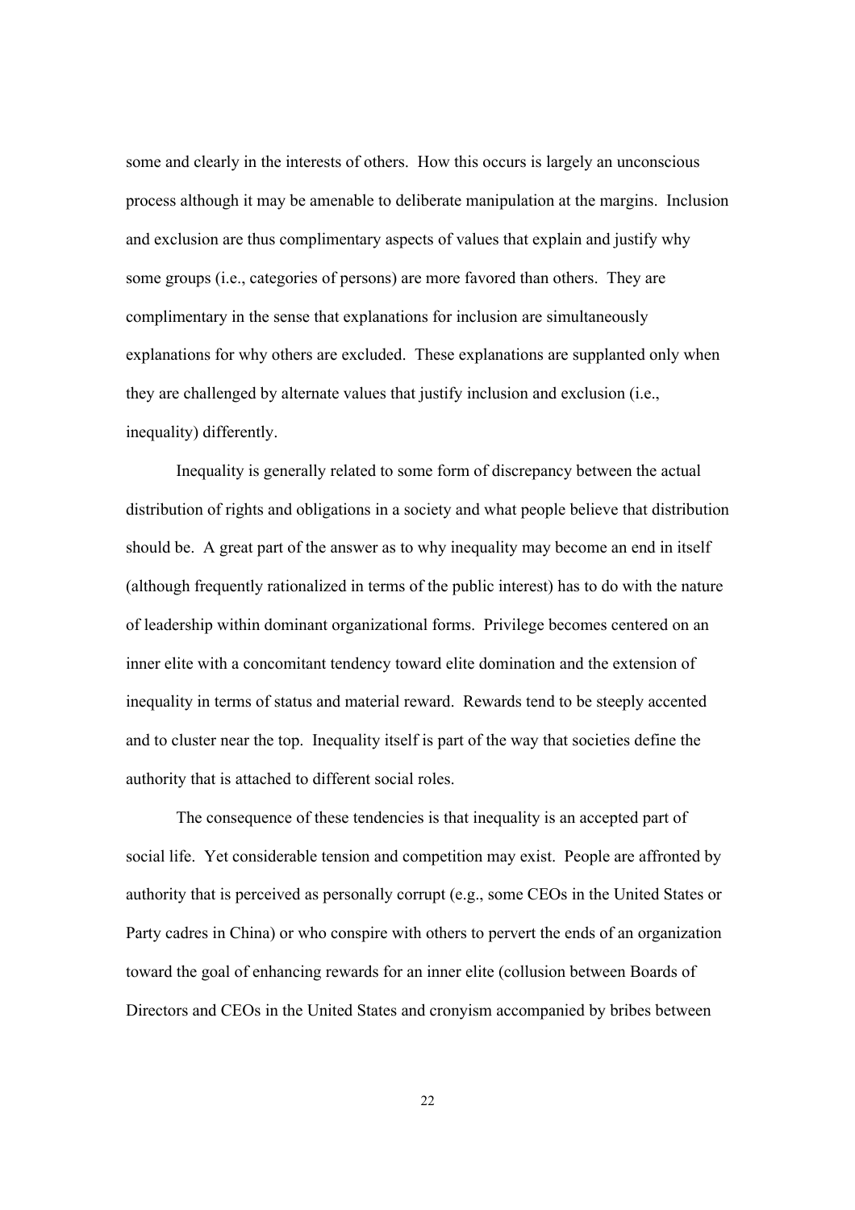some and clearly in the interests of others. How this occurs is largely an unconscious process although it may be amenable to deliberate manipulation at the margins. Inclusion and exclusion are thus complimentary aspects of values that explain and justify why some groups (i.e., categories of persons) are more favored than others. They are complimentary in the sense that explanations for inclusion are simultaneously explanations for why others are excluded. These explanations are supplanted only when they are challenged by alternate values that justify inclusion and exclusion (i.e., inequality) differently.

Inequality is generally related to some form of discrepancy between the actual distribution of rights and obligations in a society and what people believe that distribution should be. A great part of the answer as to why inequality may become an end in itself (although frequently rationalized in terms of the public interest) has to do with the nature of leadership within dominant organizational forms. Privilege becomes centered on an inner elite with a concomitant tendency toward elite domination and the extension of inequality in terms of status and material reward. Rewards tend to be steeply accented and to cluster near the top. Inequality itself is part of the way that societies define the authority that is attached to different social roles.

The consequence of these tendencies is that inequality is an accepted part of social life. Yet considerable tension and competition may exist. People are affronted by authority that is perceived as personally corrupt (e.g., some CEOs in the United States or Party cadres in China) or who conspire with others to pervert the ends of an organization toward the goal of enhancing rewards for an inner elite (collusion between Boards of Directors and CEOs in the United States and cronyism accompanied by bribes between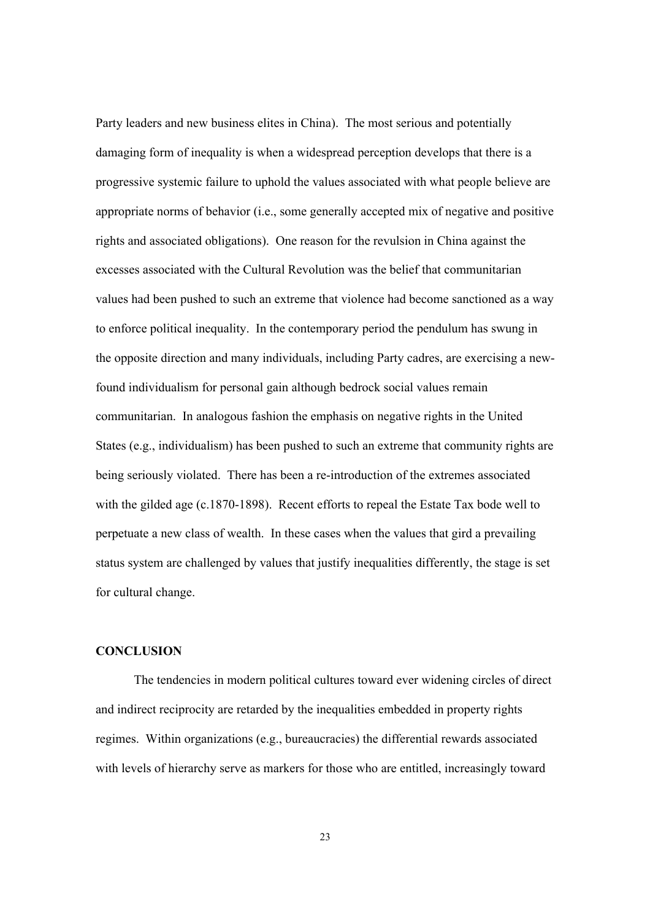Party leaders and new business elites in China). The most serious and potentially damaging form of inequality is when a widespread perception develops that there is a progressive systemic failure to uphold the values associated with what people believe are appropriate norms of behavior (i.e., some generally accepted mix of negative and positive rights and associated obligations). One reason for the revulsion in China against the excesses associated with the Cultural Revolution was the belief that communitarian values had been pushed to such an extreme that violence had become sanctioned as a way to enforce political inequality. In the contemporary period the pendulum has swung in the opposite direction and many individuals, including Party cadres, are exercising a new-found individualism for personal gain although bedrock social values remain communitarian. In analogous fashion the emphasis on negative rights in the United States (e.g., individualism) has been pushed to such an extreme that community rights are being seriously violated. There has been a re-introduction of the extremes associated with the gilded age (c.1870-1898). Recent efforts to repeal the Estate Tax bode well to perpetuate a new class of wealth. In these cases when the values that gird a prevailing status system are challenged by values that justify inequalities differently, the stage is set for cultural change.

## CONCLUSION

The tendencies in modern political cultures toward ever widening circles of direct and indirect reciprocity are retarded by the inequalities embedded in property rights regimes. Within organizations (e.g., bureaucracies) the differential rewards associated with levels of hierarchy serve as markers for those who are entitled, increasingly toward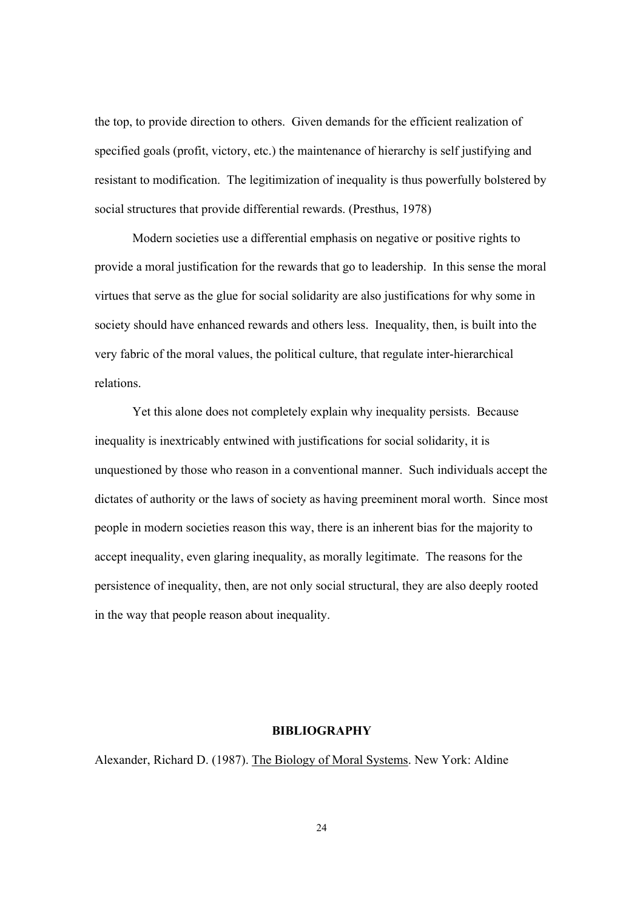the top, to provide direction to others. Given demands for the efficient realization of specified goals (profit, victory, etc.) the maintenance of hierarchy is self justifying and resistant to modification. The legitimization of inequality is thus powerfully bolstered by social structures that provide differential rewards. (Presthus, 1978)

Modern societies use a differential emphasis on negative or positive rights to provide a moral justification for the rewards that go to leadership. In this sense the moral virtues that serve as the glue for social solidarity are also justifications for why some in society should have enhanced rewards and others less. Inequality, then, is built into the very fabric of the moral values, the political culture, that regulate inter-hierarchical relations.

Yet this alone does not completely explain why inequality persists. Because inequality is inextricably entwined with justifications for social solidarity, it is unquestioned by those who reason in a conventional manner. Such individuals accept the dictates of authority or the laws of society as having preeminent moral worth. Since most people in modern societies reason this way, there is an inherent bias for the majority to accept inequality, even glaring inequality, as morally legitimate. The reasons for the persistence of inequality, then, are not only social structural, they are also deeply rooted in the way that people reason about inequality.

## BIBLIOGRAPHY

Alexander, Richard D. (1987). The Biology of Moral Systems. New York: Aldine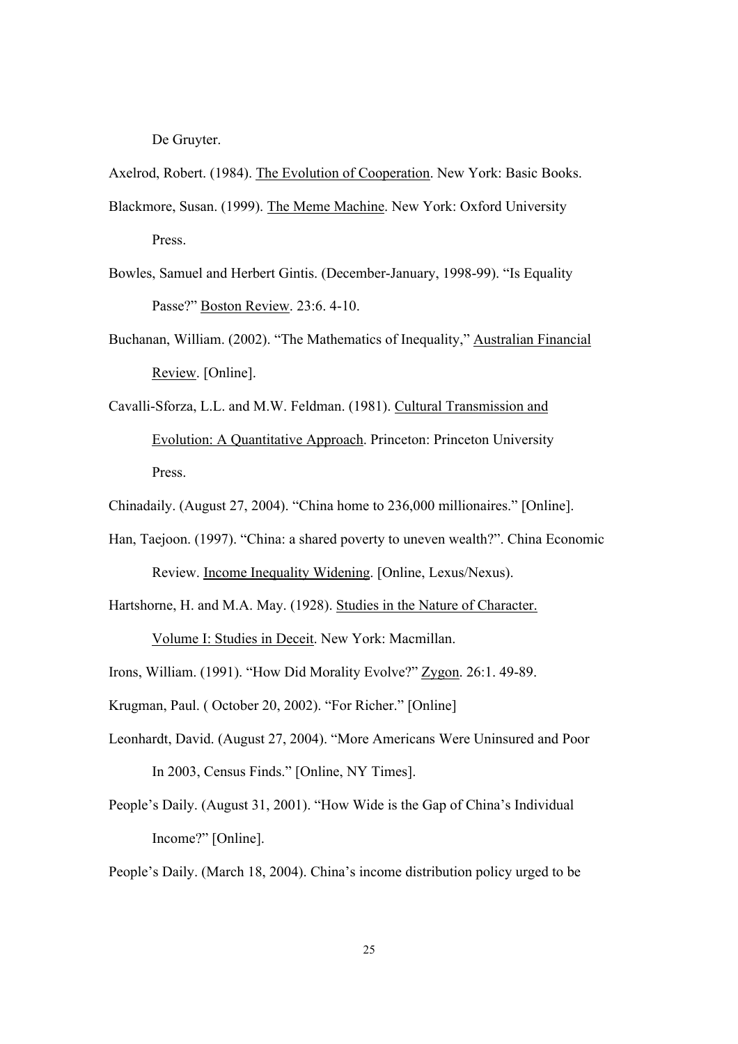De Gruyter.

Axelrod, Robert. (1984). <u>The Evolution of Cooperation</u>. New York: Basic Books.

Blackmore, Susan. (1999). <u>The Meme Machine</u>. New York: Oxford University Press.

Bowles, Samuel and Herbert Gintis. (December-January, 1998-99). "Is Equality Passe?" <u>Boston Review</u>. 23:6. 4-10.

Buchanan, William. (2002). "The Mathematics of Inequality," <u>Australian Financial Review</u>. [Online].

Cavalli-Sforza, L.L. and M.W. Feldman. (1981). <u>Cultural Transmission and Evolution: A Quantitative Approach</u>. Princeton: Princeton University Press.

Chinadaily. (August 27, 2004). "China home to 236,000 millionaires." [Online].

Han, Taejoon. (1997). "China: a shared poverty to uneven wealth?". China Economic Review. <u>Income Inequality Widening</u>. [Online, Lexus/Nexus).

Hartshorne, H. and M.A. May. (1928). <u>Studies in the Nature of Character. Volume I: Studies in Deceit</u>. New York: Macmillan.

Irons, William. (1991). "How Did Morality Evolve?" <u>Zygon</u>. 26:1. 49-89.

Krugman, Paul. ( October 20, 2002). "For Richer." [Online]

Leonhardt, David. (August 27, 2004). "More Americans Were Uninsured and Poor In 2003, Census Finds." [Online, NY Times].

People's Daily. (August 31, 2001). "How Wide is the Gap of China's Individual Income?" [Online].

People's Daily. (March 18, 2004). China's income distribution policy urged to be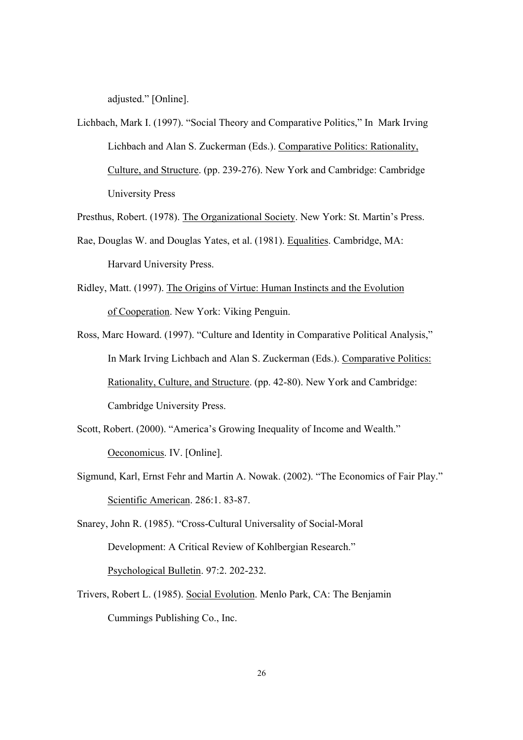adjusted." [Online].

Lichbach, Mark I. (1997). "Social Theory and Comparative Politics," In Mark Irving Lichbach and Alan S. Zuckerman (Eds.). Comparative Politics: Rationality, Culture, and Structure. (pp. 239-276). New York and Cambridge: Cambridge University Press

Presthus, Robert. (1978). The Organizational Society. New York: St. Martin's Press.

Rae, Douglas W. and Douglas Yates, et al. (1981). Equalities. Cambridge, MA: Harvard University Press.

Ridley, Matt. (1997). The Origins of Virtue: Human Instincts and the Evolution of Cooperation. New York: Viking Penguin.

Ross, Marc Howard. (1997). "Culture and Identity in Comparative Political Analysis," In Mark Irving Lichbach and Alan S. Zuckerman (Eds.). Comparative Politics: Rationality, Culture, and Structure. (pp. 42-80). New York and Cambridge: Cambridge University Press.

Scott, Robert. (2000). "America's Growing Inequality of Income and Wealth." Oeconomicus. IV. [Online].

Sigmund, Karl, Ernst Fehr and Martin A. Nowak. (2002). "The Economics of Fair Play." Scientific American. 286:1. 83-87.

Snarey, John R. (1985). "Cross-Cultural Universality of Social-Moral Development: A Critical Review of Kohlbergian Research." Psychological Bulletin. 97:2. 202-232.

Trivers, Robert L. (1985). Social Evolution. Menlo Park, CA: The Benjamin Cummings Publishing Co., Inc.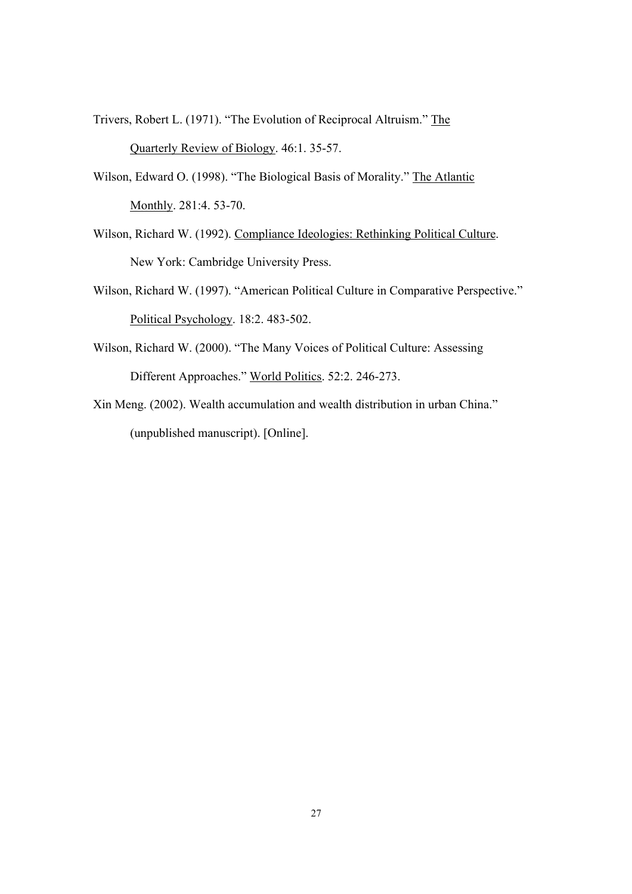Trivers, Robert L. (1971). "The Evolution of Reciprocal Altruism." <u>The Quarterly Review of Biology</u>. 46:1. 35-57.

Wilson, Edward O. (1998). "The Biological Basis of Morality." <u>The Atlantic Monthly</u>. 281:4. 53-70.

Wilson, Richard W. (1992). <u>Compliance Ideologies: Rethinking Political Culture</u>. New York: Cambridge University Press.

Wilson, Richard W. (1997). "American Political Culture in Comparative Perspective." <u>Political Psychology</u>. 18:2. 483-502.

Wilson, Richard W. (2000). "The Many Voices of Political Culture: Assessing Different Approaches." <u>World Politics</u>. 52:2. 246-273.

Xin Meng. (2002). Wealth accumulation and wealth distribution in urban China." (unpublished manuscript). [Online].